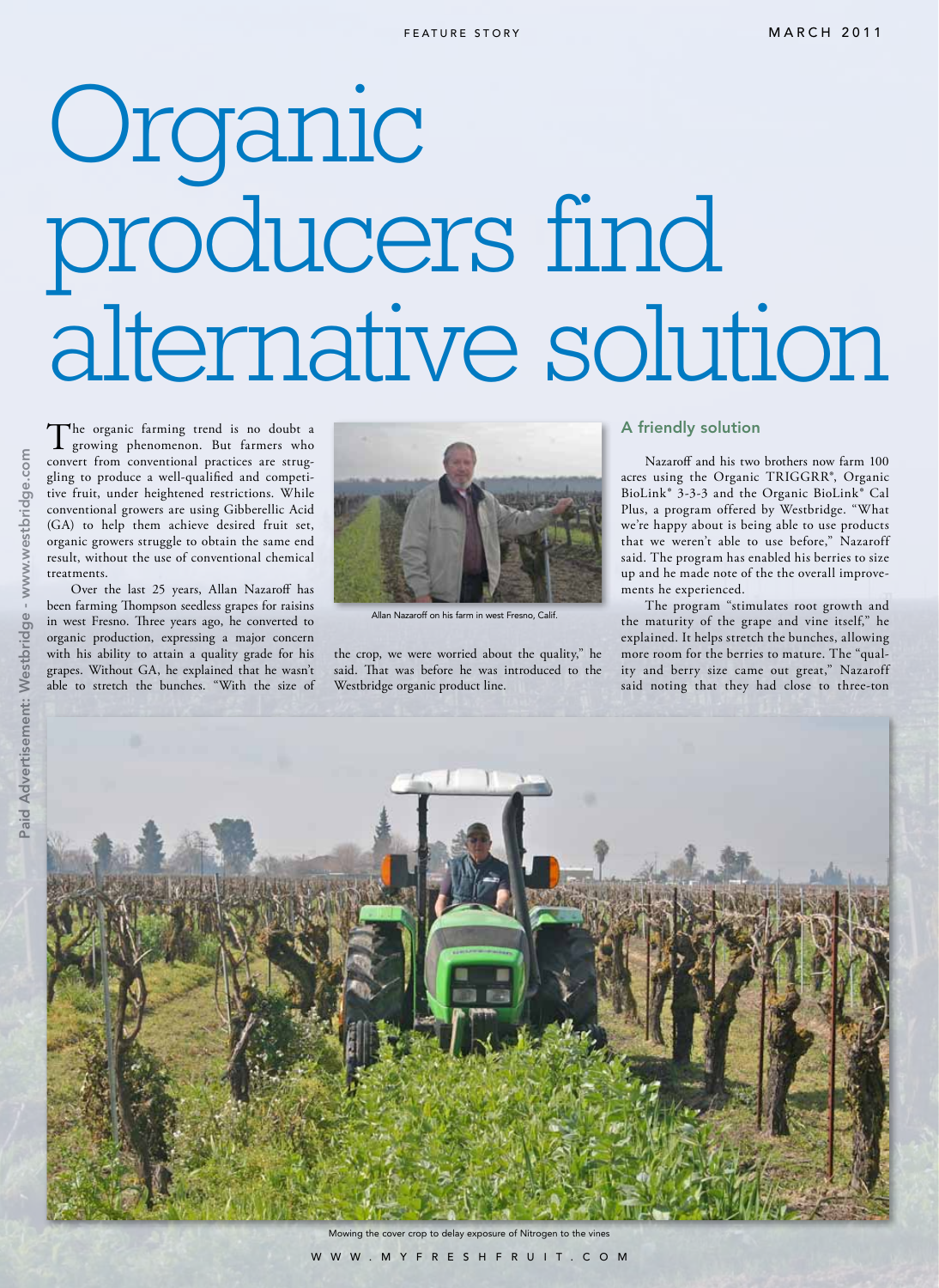# Organic producers find alternative solution

The organic farming trend is no doubt a growing phenomenon. But farmers who convert from conventional practices are struggling to produce a well-qualified and competitive fruit, under heightened restrictions. While conventional growers are using Gibberellic Acid (GA) to help them achieve desired fruit set, organic growers struggle to obtain the same end result, without the use of conventional chemical treatments.

Over the last 25 years, Allan Nazaroff has been farming Thompson seedless grapes for raisins in west Fresno. Three years ago, he converted to organic production, expressing a major concern with his ability to attain a quality grade for his grapes. Without GA, he explained that he wasn't able to stretch the bunches. "With the size of the crop, we were worried about the quality," he said. That was before he was introduced to the Westbridge organic product line.

Allan Nazaroff on his farm in west Fresno, Calif.

## A friendly solution

Nazaroff and his two brothers now farm 100 acres using the Organic TRIGGRR®, Organic BioLink® 3-3-3 and the Organic BioLink® Cal Plus, a program offered by Westbridge. "What we're happy about is being able to use products that we weren't able to use before," Nazaroff said. The program has enabled his berries to size up and he made note of the the overall improvements he experienced.

The program "stimulates root growth and the maturity of the grape and vine itself," he explained. It helps stretch the bunches, allowing more room for the berries to mature. The "quality and berry size came out great," Nazaroff said noting that they had close to three-ton

Mowing the cover crop to delay exposure of Nitrogen to the vines

Paid Advertisement: Westbridge - www.westbridge.com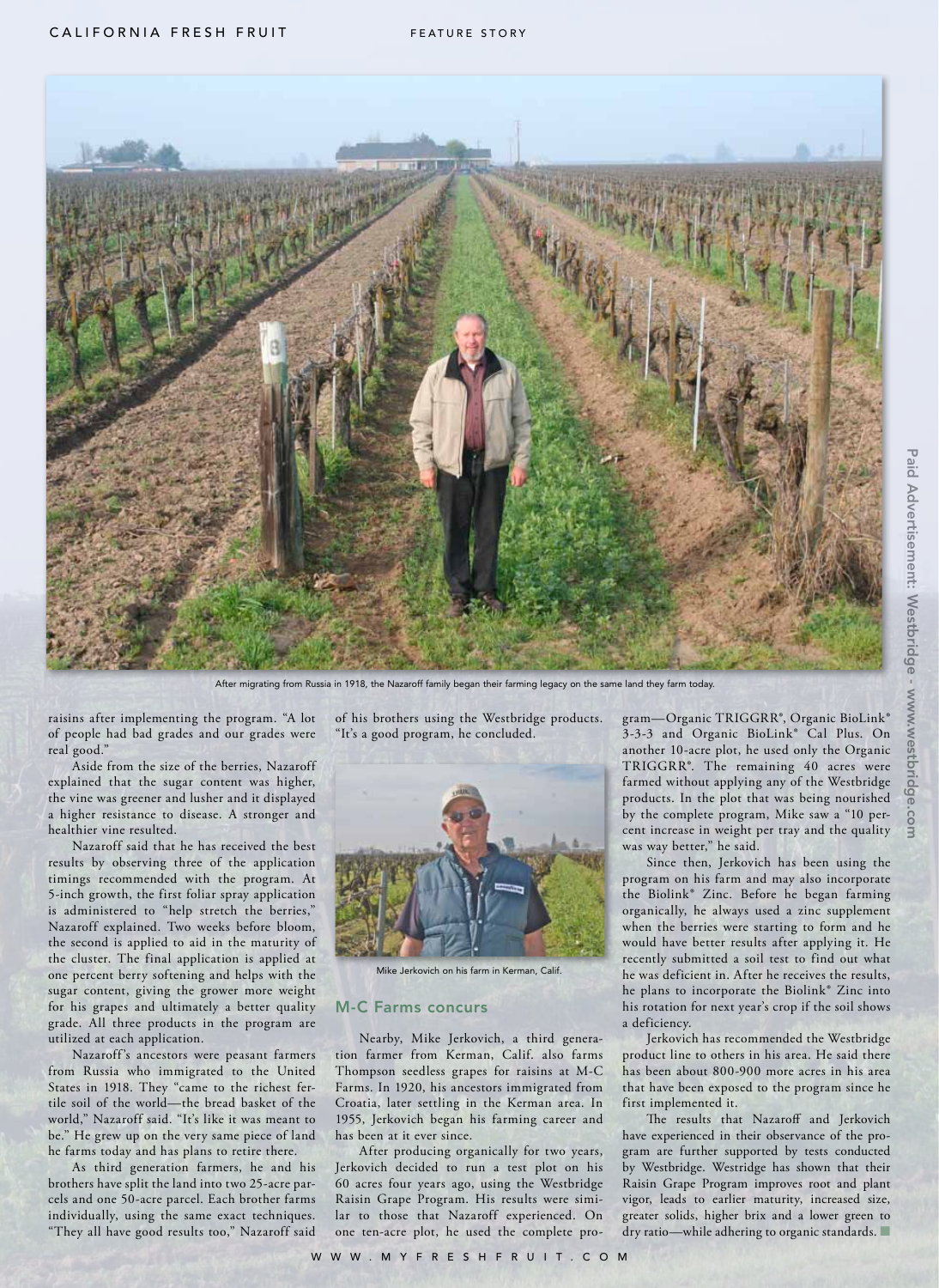After migrating from Russia in 1918, the Nazaroff family began their farming legacy on the same land they farm today.

raisins after implementing the program. "A lot of people had bad grades and our grades were real good."

Aside from the size of the berries, Nazaroff explained that the sugar content was higher, the vine was greener and lusher and it displayed a higher resistance to disease. A stronger and healthier vine resulted.

Nazaroff said that he has received the best results by observing three of the application timings recommended with the program. At 5-inch growth, the first foliar spray application is administered to "help stretch the berries," Nazaroff explained. Two weeks before bloom, the second is applied to aid in the maturity of the cluster. The final application is applied at one percent berry softening and helps with the sugar content, giving the grower more weight for his grapes and ultimately a better quality grade. All three products in the program are utilized at each application.

Nazaroff's ancestors were peasant farmers from Russia who immigrated to the United States in 1918. They "came to the richest fertile soil of the world—the bread basket of the world," Nazaroff said. "It's like it was meant to be." He grew up on the very same piece of land he farms today and has plans to retire there.

As third generation farmers, he and his brothers have split the land into two 25-acre parcels and one 50-acre parcel. Each brother farms individually, using the same exact techniques. "They all have good results too," Nazaroff said of his brothers using the Westbridge products. "It's a good program, he concluded.

Mike Jerkovich on his farm in Kerman, Calif.

## M-C Farms concurs

Nearby, Mike Jerkovich, a third generation farmer from Kerman, Calif. also farms Thompson seedless grapes for raisins at M-C Farms. In 1920, his ancestors immigrated from Croatia, later settling in the Kerman area. In 1955, Jerkovich began his farming career and has been at it ever since.

After producing organically for two years, Jerkovich decided to run a test plot on his 60 acres four years ago, using the Westbridge Raisin Grape Program. His results were similar to those that Nazaroff experienced. On one ten-acre plot, he used the complete program—Organic TRIGGRR®, Organic BioLink® 3-3-3 and Organic BioLink® Cal Plus. On another 10-acre plot, he used only the Organic TRIGGRR®. The remaining 40 acres were farmed without applying any of the Westbridge products. In the plot that was being nourished by the complete program, Mike saw a "10 percent increase in weight per tray and the quality was way better," he said.

Since then, Jerkovich has been using the program on his farm and may also incorporate the Biolink® Zinc. Before he began farming organically, he always used a zinc supplement when the berries were starting to form and he would have better results after applying it. He recently submitted a soil test to find out what he was deficient in. After he receives the results, he plans to incorporate the Biolink® Zinc into his rotation for next year's crop if the soil shows a deficiency.

Jerkovich has recommended the Westbridge product line to others in his area. He said there has been about 800-900 more acres in his area that have been exposed to the program since he first implemented it.

The results that Nazaroff and Jerkovich have experienced in their observance of the program are further supported by tests conducted by Westbridge. Westridge has shown that their Raisin Grape Program improves root and plant vigor, leads to earlier maturity, increased size, greater solids, higher brix and a lower green to dry ratio—while adhering to organic standards.

Paid Advertisement: Westbridge - www.westbridge.com